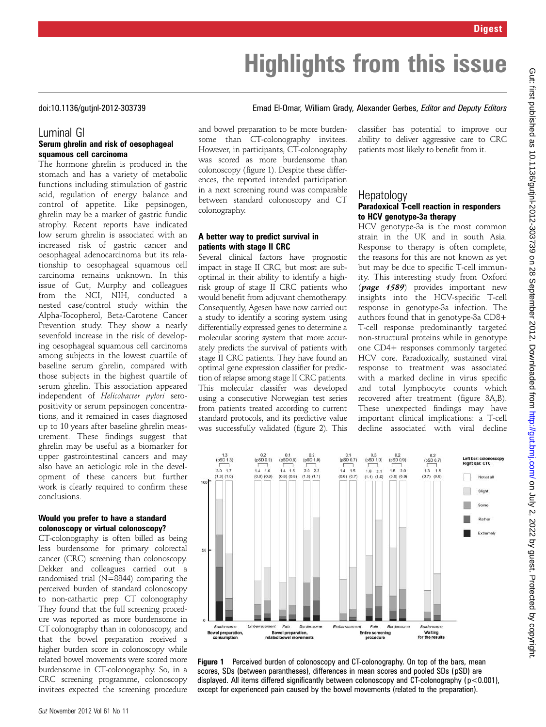# Highlights from this issue

doi:10.1136/gutjnl-2012-303739

Emad El-Omar, William Grady, Alexander Gerbes, *Editor and Deputy Editors*

## Luminal GI

### Serum ghrelin and risk of oesophageal squamous cell carcinoma

The hormone ghrelin is produced in the stomach and has a variety of metabolic functions including stimulation of gastric acid, regulation of energy balance and control of appetite. Like pepsinogen, ghrelin may be a marker of gastric fundic atrophy. Recent reports have indicated low serum ghrelin is associated with an increased risk of gastric cancer and oesophageal adenocarcinoma but its relationship to oesophageal squamous cell carcinoma remains unknown. In this issue of Gut, Murphy and colleagues from the NCI, NIH, conducted a nested case/control study within the Alpha-Tocopherol, Beta-Carotene Cancer Prevention study. They show a nearly sevenfold increase in the risk of developing oesophageal squamous cell carcinoma among subjects in the lowest quartile of baseline serum ghrelin, compared with those subjects in the highest quartile of serum ghrelin. This association appeared independent of *Helicobacter pylori* seropositivity or serum pepsinogen concentrations, and it remained in cases diagnosed up to 10 years after baseline ghrelin measurement. These findings suggest that ghrelin may be useful as a biomarker for upper gastrointestinal cancers and may also have an aetiologic role in the development of these cancers but further work is clearly required to confirm these conclusions.

### Would you prefer to have a standard colonoscopy or virtual colonoscopy?

CT-colonography is often billed as being less burdensome for primary colorectal cancer (CRC) screening than colonoscopy. Dekker and colleagues carried out a randomised trial (N=8844) comparing the perceived burden of standard colonoscopy to non-cathartic prep CT colonography They found that the full screening procedure was reported as more burdensome in CT colonography than in colonoscopy, and that the bowel preparation received a higher burden score in colonoscopy while related bowel movements were scored more burdensome in CT-colonography. So, in a CRC screening programme, colonoscopy invitees expected the screening procedure and bowel preparation to be more burdensome than CT-colonography invitees. However, in participants, CT-colonography was scored as more burdensome than colonoscopy (figure 1). Despite these differences, the reported intended participation in a next screening round was comparable between standard colonoscopy and CT colonography.

### A better way to predict survival in patients with stage II CRC

Several clinical factors have prognostic impact in stage II CRC, but most are suboptimal in their ability to identify a high-risk group of stage II CRC patients who would benefit from adjuvant chemotherapy. Consequently, Agesen have now carried out a study to identify a scoring system using differentially expressed genes to determine a molecular scoring system that more accurately predicts the survival of patients with stage II CRC patients. They have found an optimal gene expression classifier for prediction of relapse among stage II CRC patients. This molecular classifer was developed using a consecutive Norwegian test series from patients treated according to current standard protocols, and its predictive value was successfully validated (figure 2). This classifier has potential to improve our ability to deliver aggressive care to CRC patients most likely to benefit from it.

## Hepatology

### Paradoxical T-cell reaction in responders to HCV genotype-3a therapy

HCV genotype-3a is the most common strain in the UK and in south Asia. Response to therapy is often complete, the reasons for this are not known as yet but may be due to specific T-cell immunity. This interesting study from Oxford (***page 1589***) provides important new insights into the HCV-specific T-cell response in genotype-3a infection. The authors found that in genotype-3a CD8+ T-cell response predominantly targeted non-structural proteins while in genotype one CD4+ responses commonly targeted HCV core. Paradoxically, sustained viral response to treatment was associated with a marked decline in virus specific and total lymphocyte counts which recovered after treatment (figure 3A,B). These unexpected findings may have important clinical implications: a T-cell decline associated with viral decline

**Figure 1** Perceived burden of colonoscopy and CT-colonography. On top of the bars, mean scores, SDs (between parantheses), differences in mean scores and pooled SDs (pSD) are displayed. All items differed significantly between colonoscopy and CT-colonography ($p<0.001$), except for experienced pain caused by the bowel movements (related to the preparation).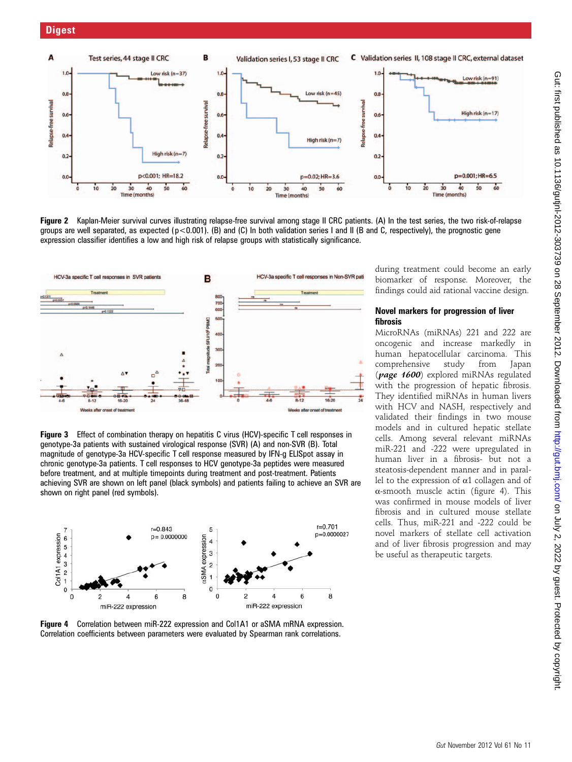Test series, 44 stage II CRC

Low risk (n=37)

High risk (n=7)

p<0.001; HR=18.2

Validation series I, 53 stage II CRC

Low risk (n=45)

High risk (n=7)

p=0.02; HR=3.6

Validation series II, 108 stage II CRC, external dataset

Low risk (n=91)

High risk (n=17)

p=0.001; HR=6.5

Relapse-free survival

Time (months)

**Figure 2** Kaplan-Meier survival curves illustrating relapse-free survival among stage II CRC patients. (A) In the test series, the two risk-of-relapse groups are well separated, as expected (p<0.001). (B) and (C) In both validation series I and II (B and C, respectively), the prognostic gene expression classifier identifies a low and high risk of relapse groups with statistically significance.

HCV-3a specific T cell responses in SVR patients

HCV-3a specific T cell responses in Non-SVR pati

Treatment

Weeks after onset of treatment

**Figure 3** Effect of combination therapy on hepatitis C virus (HCV)-specific T cell responses in genotype-3a patients with sustained virological response (SVR) (A) and non-SVR (B). Total magnitude of genotype-3a HCV-specific T cell response measured by IFN-g ELISpot assay in chronic genotype-3a patients. T cell responses to HCV genotype-3a peptides were measured before treatment, and at multiple timepoints during treatment and post-treatment. Patients achieving SVR are shown on left panel (black symbols) and patients failing to achieve an SVR are shown on right panel (red symbols).

r=0.843
p= 0.0000000

Col1A1 expression

miR-222 expression

r=0.701
p=0.0000027

αSMA expression

miR-222 expression

**Figure 4** Correlation between miR-222 expression and Col1A1 or aSMA mRNA expression. Correlation coefficients between parameters were evaluated by Spearman rank correlations.

during treatment could become an early biomarker of response. Moreover, the findings could aid rational vaccine design.

### Novel markers for progression of liver fibrosis

MicroRNAs (miRNAs) 221 and 222 are oncogenic and increase markedly in human hepatocellular carcinoma. This comprehensive study from Japan (***page 1600***) explored miRNAs regulated with the progression of hepatic fibrosis. They identified miRNAs in human livers with HCV and NASH, respectively and validated their findings in two mouse models and in cultured hepatic stellate cells. Among several relevant miRNAs miR-221 and -222 were upregulated in human liver in a fibrosis- but not a steatosis-dependent manner and in parallel to the expression of α1 collagen and of α-smooth muscle actin (figure 4). This was confirmed in mouse models of liver fibrosis and in cultured mouse stellate cells. Thus, miR-221 and -222 could be novel markers of stellate cell activation and of liver fibrosis progression and may be useful as therapeutic targets.